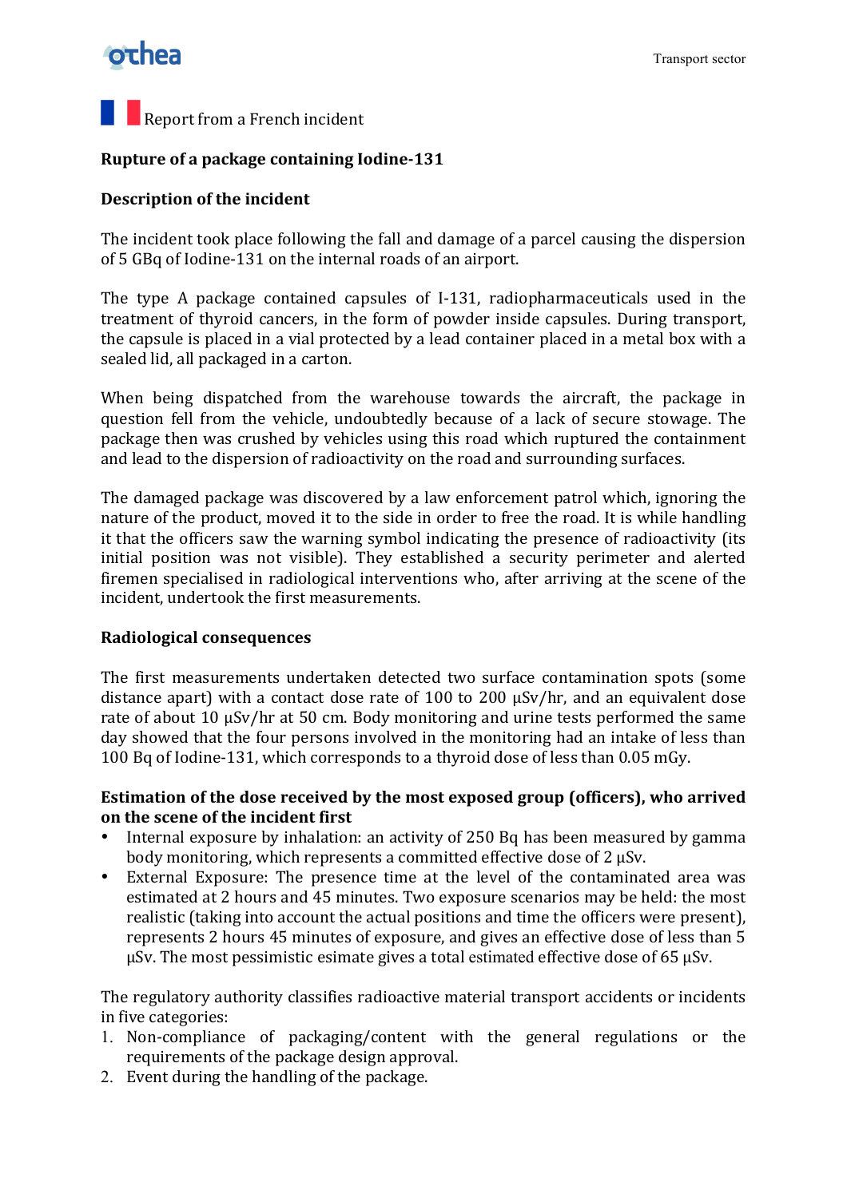Report from a French incident

## Rupture of a package containing Iodine-131

### Description of the incident

The incident took place following the fall and damage of a parcel causing the dispersion of 5 GBq of Iodine-131 on the internal roads of an airport.

The type A package contained capsules of I-131, radiopharmaceuticals used in the treatment of thyroid cancers, in the form of powder inside capsules. During transport, the capsule is placed in a vial protected by a lead container placed in a metal box with a sealed lid, all packaged in a carton.

When being dispatched from the warehouse towards the aircraft, the package in question fell from the vehicle, undoubtedly because of a lack of secure stowage. The package then was crushed by vehicles using this road which ruptured the containment and lead to the dispersion of radioactivity on the road and surrounding surfaces.

The damaged package was discovered by a law enforcement patrol which, ignoring the nature of the product, moved it to the side in order to free the road. It is while handling it that the officers saw the warning symbol indicating the presence of radioactivity (its initial position was not visible). They established a security perimeter and alerted firemen specialised in radiological interventions who, after arriving at the scene of the incident, undertook the first measurements.

### Radiological consequences

The first measurements undertaken detected two surface contamination spots (some distance apart) with a contact dose rate of 100 to 200 µSv/hr, and an equivalent dose rate of about 10 µSv/hr at 50 cm. Body monitoring and urine tests performed the same day showed that the four persons involved in the monitoring had an intake of less than 100 Bq of Iodine-131, which corresponds to a thyroid dose of less than 0.05 mGy.

### Estimation of the dose received by the most exposed group (officers), who arrived on the scene of the incident first

- Internal exposure by inhalation: an activity of 250 Bq has been measured by gamma body monitoring, which represents a committed effective dose of 2 µSv.
- External Exposure: The presence time at the level of the contaminated area was estimated at 2 hours and 45 minutes. Two exposure scenarios may be held: the most realistic (taking into account the actual positions and time the officers were present), represents 2 hours 45 minutes of exposure, and gives an effective dose of less than 5 µSv. The most pessimistic esimate gives a total estimated effective dose of 65 µSv.

The regulatory authority classifies radioactive material transport accidents or incidents in five categories:

1. Non-compliance of packaging/content with the general regulations or the requirements of the package design approval.
2. Event during the handling of the package.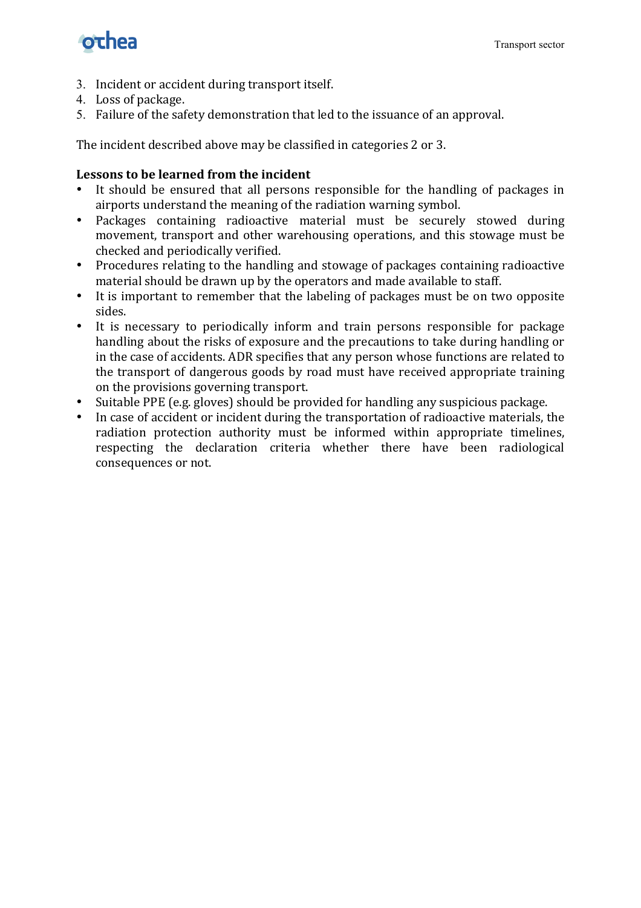3. Incident or accident during transport itself.
4. Loss of package.
5. Failure of the safety demonstration that led to the issuance of an approval.

The incident described above may be classified in categories 2 or 3.

**Lessons to be learned from the incident**

- It should be ensured that all persons responsible for the handling of packages in airports understand the meaning of the radiation warning symbol.
- Packages containing radioactive material must be securely stowed during movement, transport and other warehousing operations, and this stowage must be checked and periodically verified.
- Procedures relating to the handling and stowage of packages containing radioactive material should be drawn up by the operators and made available to staff.
- It is important to remember that the labeling of packages must be on two opposite sides.
- It is necessary to periodically inform and train persons responsible for package handling about the risks of exposure and the precautions to take during handling or in the case of accidents. ADR specifies that any person whose functions are related to the transport of dangerous goods by road must have received appropriate training on the provisions governing transport.
- Suitable PPE (e.g. gloves) should be provided for handling any suspicious package.
- In case of accident or incident during the transportation of radioactive materials, the radiation protection authority must be informed within appropriate timelines, respecting the declaration criteria whether there have been radiological consequences or not.